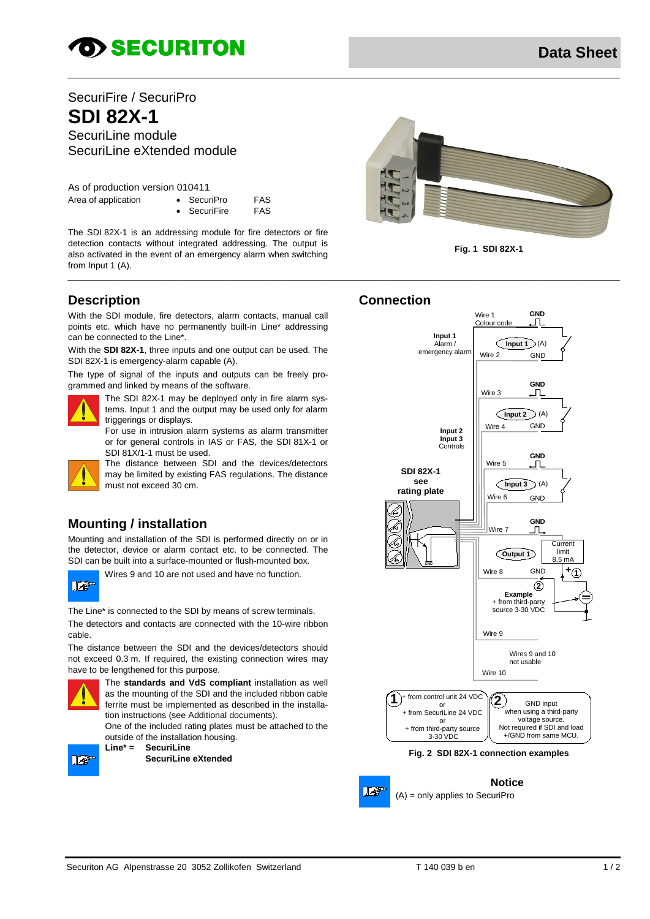# SECURITON

## Data Sheet

SecuriFire / SecuriPro

# SDI 82X-1

SecuriLine module
SecuriLine eXtended module

As of production version 010411

Area of application
- SecuriPro FAS
- SecuriFire FAS

The SDI 82X-1 is an addressing module for fire detectors or fire detection contacts without integrated addressing. The output is also activated in the event of an emergency alarm when switching from Input 1 (A).

**Fig. 1 SDI 82X-1**

## Description

With the SDI module, fire detectors, alarm contacts, manual call points etc. which have no permanently built-in Line* addressing can be connected to the Line*.

With the **SDI 82X-1**, three inputs and one output can be used. The SDI 82X-1 is emergency-alarm capable (A).

The type of signal of the inputs and outputs can be freely programmed and linked by means of the software.

The SDI 82X-1 may be deployed only in fire alarm systems. Input 1 and the output may be used only for alarm triggerings or displays.

For use in intrusion alarm systems as alarm transmitter or for general controls in IAS or FAS, the SDI 81X-1 or SDI 81X/1-1 must be used.

The distance between SDI and the devices/detectors may be limited by existing FAS regulations. The distance must not exceed 30 cm.

## Mounting / installation

Mounting and installation of the SDI is performed directly on or in the detector, device or alarm contact etc. to be connected. The SDI can be built into a surface-mounted or flush-mounted box.

Wires 9 and 10 are not used and have no function.

The Line* is connected to the SDI by means of screw terminals.

The detectors and contacts are connected with the 10-wire ribbon cable.

The distance between the SDI and the devices/detectors should not exceed 0.3 m. If required, the existing connection wires may have to be lengthened for this purpose.

The **standards and VdS compliant** installation as well as the mounting of the SDI and the included ribbon cable ferrite must be implemented as described in the installation instructions (see Additional documents).

One of the included rating plates must be attached to the outside of the installation housing.

**Line* = SecuriLine**
**SecuriLine eXtended**

## Connection

Wire 1 Colour code — GND
Input 1 Alarm / emergency alarm — Input 1 (A) — Wire 2 — GND
Wire 3 — GND
Input 2 (A) — Wire 4 — GND
Input 2, Input 3 Controls
Wire 5 — GND
Input 3 (A) — Wire 6 — GND
SDI 82X-1 see rating plate
Wire 7 — GND
Output 1 — Current limit 8,5 mA — Wire 8 — GND
Example: + from third-party source 3-30 VDC
Wire 9
Wire 10 — Wires 9 and 10 not usable

① + from control unit 24 VDC or + from SecuriLine 24 VDC or + from third-party source 3-30 VDC

② GND input when using a third-party voltage source. Not required if SDI and load +/GND from same MCU.

**Fig. 2 SDI 82X-1 connection examples**

**Notice**

(A) = only applies to SecuriPro

Securiton AG Alpenstrasse 20 3052 Zollikofen Switzerland — T 140 039 b en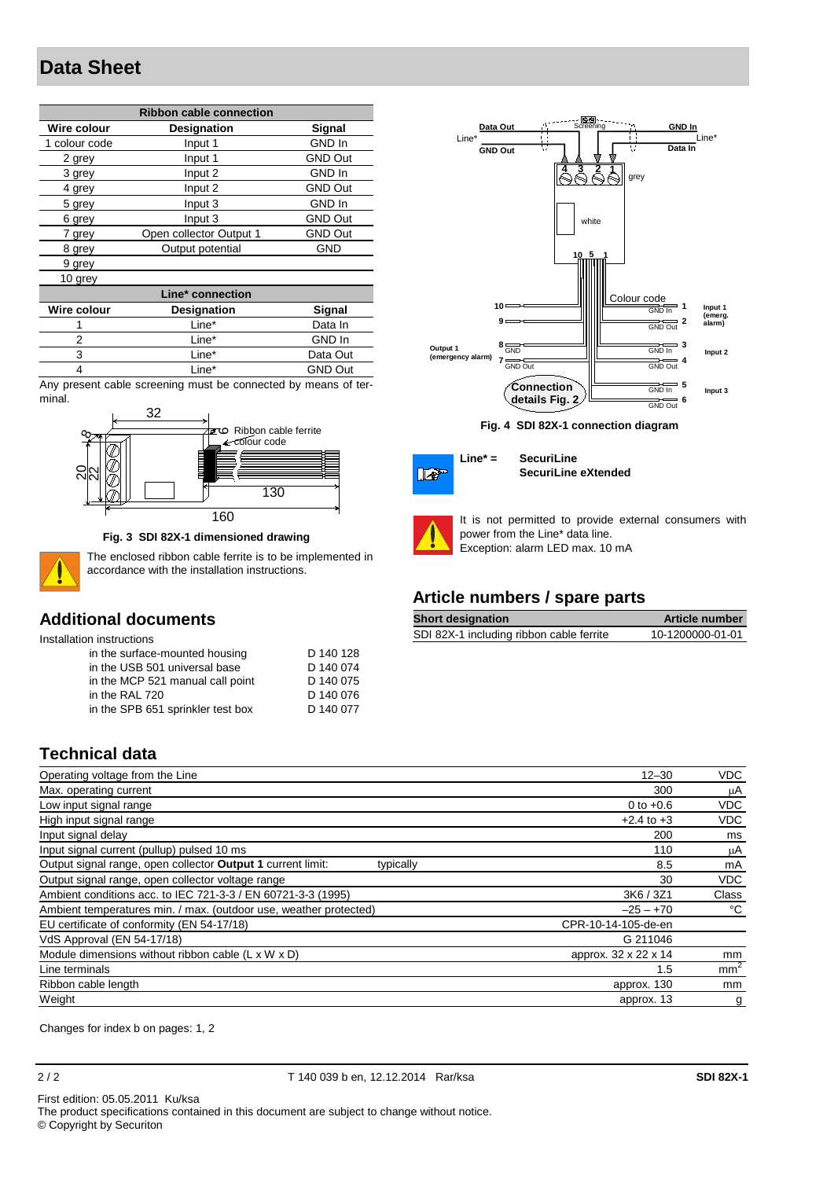# Data Sheet

| Ribbon cable connection | | |
|---|---|---|
| **Wire colour** | **Designation** | **Signal** |
| 1 colour code | Input 1 | GND In |
| 2 grey | Input 1 | GND Out |
| 3 grey | Input 2 | GND In |
| 4 grey | Input 2 | GND Out |
| 5 grey | Input 3 | GND In |
| 6 grey | Input 3 | GND Out |
| 7 grey | Open collector Output 1 | GND Out |
| 8 grey | Output potential | GND |
| 9 grey | | |
| 10 grey | | |

| Line* connection | | |
|---|---|---|
| **Wire colour** | **Designation** | **Signal** |
| 1 | Line* | Data In |
| 2 | Line* | GND In |
| 3 | Line* | Data Out |
| 4 | Line* | GND Out |

Any present cable screening must be connected by means of terminal.

32
Ribbon cable ferrite
colour code
20
22
130
160

**Fig. 3 SDI 82X-1 dimensioned drawing**

The enclosed ribbon cable ferrite is to be implemented in accordance with the installation instructions.

Data Out
Screening
GND In
Line*
Line*
GND Out
Data In
4 3 2 1
grey
white
10 5 1
Colour code
10
GND In
1
Input 1 (emerg. alarm)
9
GND Out
2
Output 1 (emergency alarm)
8
GND
GND In
3
Input 2
7
GND Out
GND Out
4
Connection details Fig. 2
GND In
5
Input 3
GND Out
6

**Fig. 4 SDI 82X-1 connection diagram**

**Line* =** **SecuriLine**
**SecuriLine eXtended**

It is not permitted to provide external consumers with power from the Line* data line.
Exception: alarm LED max. 10 mA

## Additional documents

Installation instructions

| | |
|---|---|
| in the surface-mounted housing | D 140 128 |
| in the USB 501 universal base | D 140 074 |
| in the MCP 521 manual call point | D 140 075 |
| in the RAL 720 | D 140 076 |
| in the SPB 651 sprinkler test box | D 140 077 |

## Article numbers / spare parts

| Short designation | Article number |
|---|---|
| SDI 82X-1 including ribbon cable ferrite | 10-1200000-01-01 |

## Technical data

| | | | |
|---|---|---|---|
| Operating voltage from the Line | | 12–30 | VDC |
| Max. operating current | | 300 | µA |
| Low input signal range | | 0 to +0.6 | VDC |
| High input signal range | | +2.4 to +3 | VDC |
| Input signal delay | | 200 | ms |
| Input signal current (pullup) pulsed 10 ms | | 110 | µA |
| Output signal range, open collector **Output 1** current limit: | typically | 8.5 | mA |
| Output signal range, open collector voltage range | | 30 | VDC |
| Ambient conditions acc. to IEC 721-3-3 / EN 60721-3-3 (1995) | | 3K6 / 3Z1 | Class |
| Ambient temperatures min. / max. (outdoor use, weather protected) | | –25 – +70 | °C |
| EU certificate of conformity (EN 54-17/18) | | CPR-10-14-105-de-en | |
| VdS Approval (EN 54-17/18) | | G 211046 | |
| Module dimensions without ribbon cable (L x W x D) | | approx. 32 x 22 x 14 | mm |
| Line terminals | | 1.5 | $mm^2$ |
| Ribbon cable length | | approx. 130 | mm |
| Weight | | approx. 13 | g |

Changes for index b on pages: 1, 2

T 140 039 b en, 12.12.2014 Rar/ksa **SDI 82X-1**

First edition: 05.05.2011 Ku/ksa
The product specifications contained in this document are subject to change without notice.
© Copyright by Securiton